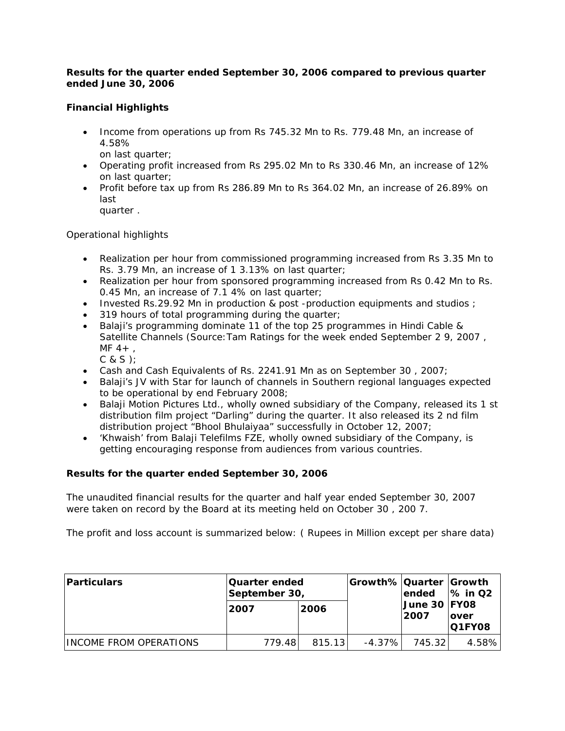**Results for the quarter ended September 30, 2006 compared to previous quarter ended June 30, 2006**

**Financial Highlights**

- Income from operations up from Rs 745.32 Mn to Rs. 779.48 Mn, an increase of 4.58% on last quarter;
- Operating profit increased from Rs 295.02 Mn to Rs 330.46 Mn, an increase of 12% on last quarter;
- Profit before tax up from Rs 286.89 Mn to Rs 364.02 Mn, an increase of 26.89% on last quarter .

Operational highlights

- Realization per hour from commissioned programming increased from Rs 3.35 Mn to Rs. 3.79 Mn, an increase of 1 3.13% on last quarter;
- Realization per hour from sponsored programming increased from Rs 0.42 Mn to Rs. 0.45 Mn, an increase of 7.1 4% on last quarter;
- Invested Rs.29.92 Mn in production & post -production equipments and studios ;
- 319 hours of total programming during the quarter;
- Balaji's programming dominate 11 of the top 25 programmes in Hindi Cable & Satellite Channels (Source:Tam Ratings for the week ended September 2 9, 2007 , MF 4+ , C & S );
- Cash and Cash Equivalents of Rs. 2241.91 Mn as on September 30 , 2007;
- Balaji's JV with Star for launch of channels in Southern regional languages expected to be operational by end February 2008;
- Balaji Motion Pictures Ltd., wholly owned subsidiary of the Company, released its 1 st distribution film project "Darling" during the quarter. It also released its 2 nd film distribution project "Bhool Bhulaiyaa" successfully in October 12, 2007;
- 'Khwaish' from Balaji Telefilms FZE, wholly owned subsidiary of the Company, is getting encouraging response from audiences from various countries.

**Results for the quarter ended September 30, 2006**

The unaudited financial results for the quarter and half year ended September 30, 2007 were taken on record by the Board at its meeting held on October 30 , 200 7.

The profit and loss account is summarized below: ( Rupees in Million except per share data)

| Particulars | Quarter ended September 30, | | Growth% | Quarter ended June 30 2007 | Growth % in Q2 FY08 over Q1FY08 |
|---|---|---|---|---|---|
| | 2007 | 2006 | | | |
| INCOME FROM OPERATIONS | 779.48 | 815.13 | -4.37% | 745.32 | 4.58% |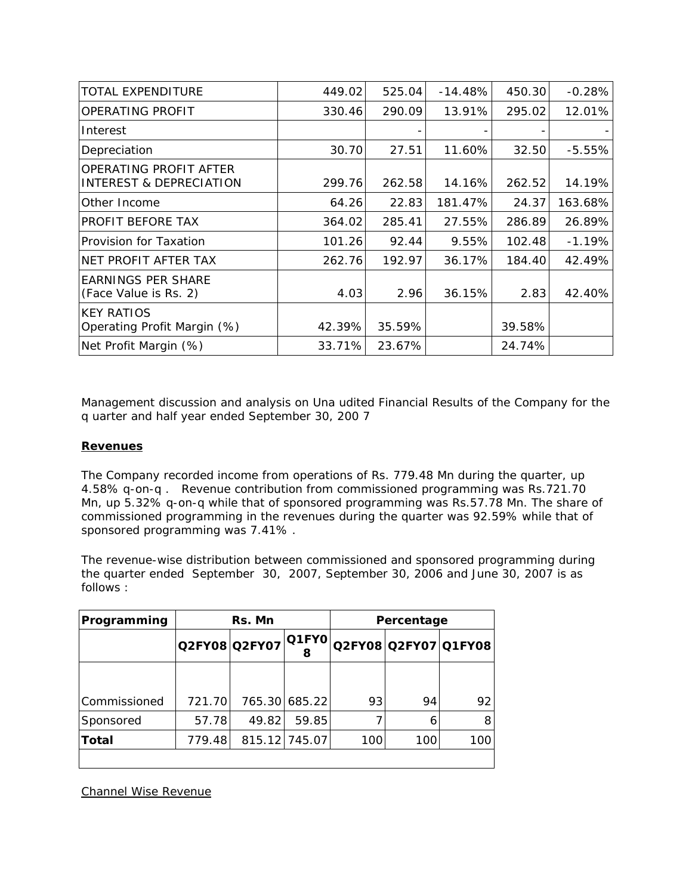| TOTAL EXPENDITURE | 449.02 | 525.04 | -14.48% | 450.30 | -0.28% |
|---|---|---|---|---|---|
| OPERATING PROFIT | 330.46 | 290.09 | 13.91% | 295.02 | 12.01% |
| Interest | | - | - | - | - |
| Depreciation | 30.70 | 27.51 | 11.60% | 32.50 | -5.55% |
| OPERATING PROFIT AFTER INTEREST & DEPRECIATION | 299.76 | 262.58 | 14.16% | 262.52 | 14.19% |
| Other Income | 64.26 | 22.83 | 181.47% | 24.37 | 163.68% |
| PROFIT BEFORE TAX | 364.02 | 285.41 | 27.55% | 286.89 | 26.89% |
| Provision for Taxation | 101.26 | 92.44 | 9.55% | 102.48 | -1.19% |
| NET PROFIT AFTER TAX | 262.76 | 192.97 | 36.17% | 184.40 | 42.49% |
| EARNINGS PER SHARE (Face Value is Rs. 2) | 4.03 | 2.96 | 36.15% | 2.83 | 42.40% |
| KEY RATIOS Operating Profit Margin (%) | 42.39% | 35.59% | | 39.58% | |
| Net Profit Margin (%) | 33.71% | 23.67% | | 24.74% | |

Management discussion and analysis on Una udited Financial Results of the Company for the q uarter and half year ended September 30, 200 7

**Revenues**

The Company recorded income from operations of Rs. 779.48 Mn during the quarter, up 4.58% q-on-q . Revenue contribution from commissioned programming was Rs.721.70 Mn, up 5.32% q-on-q while that of sponsored programming was Rs.57.78 Mn. The share of commissioned programming in the revenues during the quarter was 92.59% while that of sponsored programming was 7.41% .

The revenue-wise distribution between commissioned and sponsored programming during the quarter ended September 30, 2007, September 30, 2006 and June 30, 2007 is as follows :

| Programming | Rs. Mn | | | Percentage | | |
|---|---|---|---|---|---|---|
| | Q2FY08 | Q2FY07 | Q1FY08 | Q2FY08 | Q2FY07 | Q1FY08 |
| Commissioned | 721.70 | 765.30 | 685.22 | 93 | 94 | 92 |
| Sponsored | 57.78 | 49.82 | 59.85 | 7 | 6 | 8 |
| **Total** | 779.48 | 815.12 | 745.07 | 100 | 100 | 100 |

Channel Wise Revenue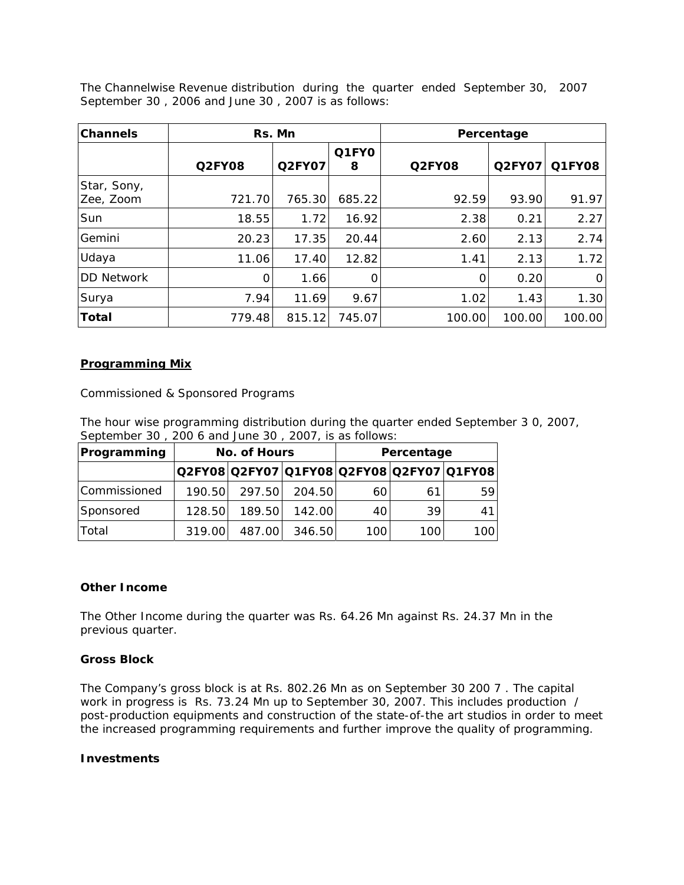The Channelwise Revenue distribution during the quarter ended September 30, 2007 September 30 , 2006 and June 30 , 2007 is as follows:

| **Channels** | **Rs. Mn** | | | **Percentage** | | |
|---|---|---|---|---|---|---|
| | **Q2FY08** | **Q2FY07** | **Q1FY08** | **Q2FY08** | **Q2FY07** | **Q1FY08** |
| Star, Sony, Zee, Zoom | 721.70 | 765.30 | 685.22 | 92.59 | 93.90 | 91.97 |
| Sun | 18.55 | 1.72 | 16.92 | 2.38 | 0.21 | 2.27 |
| Gemini | 20.23 | 17.35 | 20.44 | 2.60 | 2.13 | 2.74 |
| Udaya | 11.06 | 17.40 | 12.82 | 1.41 | 2.13 | 1.72 |
| DD Network | 0 | 1.66 | 0 | 0 | 0.20 | 0 |
| Surya | 7.94 | 11.69 | 9.67 | 1.02 | 1.43 | 1.30 |
| **Total** | 779.48 | 815.12 | 745.07 | 100.00 | 100.00 | 100.00 |

**Programming Mix**

Commissioned & Sponsored Programs

The hour wise programming distribution during the quarter ended September 30, 2007, September 30 , 2006 and June 30 , 2007, is as follows:

| **Programming** | **No. of Hours** | | | **Percentage** | | |
|---|---|---|---|---|---|---|
| | **Q2FY08** | **Q2FY07** | **Q1FY08** | **Q2FY08** | **Q2FY07** | **Q1FY08** |
| Commissioned | 190.50 | 297.50 | 204.50 | 60 | 61 | 59 |
| Sponsored | 128.50 | 189.50 | 142.00 | 40 | 39 | 41 |
| Total | 319.00 | 487.00 | 346.50 | 100 | 100 | 100 |

**Other Income**

The Other Income during the quarter was Rs. 64.26 Mn against Rs. 24.37 Mn in the previous quarter.

**Gross Block**

The Company's gross block is at Rs. 802.26 Mn as on September 30 2007 . The capital work in progress is Rs. 73.24 Mn up to September 30, 2007. This includes production / post-production equipments and construction of the state-of-the art studios in order to meet the increased programming requirements and further improve the quality of programming.

**Investments**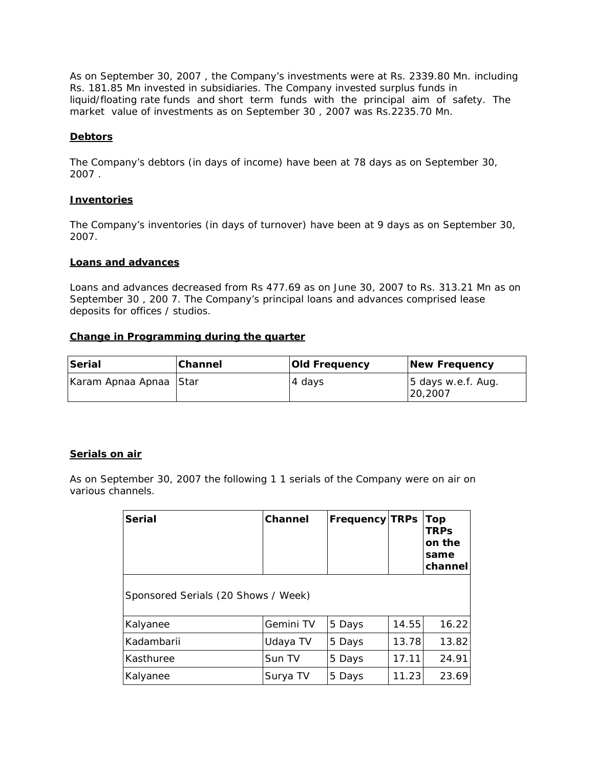As on September 30, 2007 , the Company's investments were at Rs. 2339.80 Mn. including Rs. 181.85 Mn invested in subsidiaries. The Company invested surplus funds in liquid/floating rate funds and short term funds with the principal aim of safety. The market value of investments as on September 30 , 2007 was Rs.2235.70 Mn.

## Debtors

The Company's debtors (in days of income) have been at 78 days as on September 30, 2007 .

## Inventories

The Company's inventories (in days of turnover) have been at 9 days as on September 30, 2007.

## Loans and advances

Loans and advances decreased from Rs 477.69 as on June 30, 2007 to Rs. 313.21 Mn as on September 30 , 200 7. The Company's principal loans and advances comprised lease deposits for offices / studios.

## Change in Programming during the quarter

| Serial | Channel | Old Frequency | New Frequency |
|---|---|---|---|
| Karam Apnaa Apnaa | Star | 4 days | 5 days w.e.f. Aug. 20,2007 |

## Serials on air

As on September 30, 2007 the following 1 1 serials of the Company were on air on various channels.

| Serial | Channel | Frequency | TRPs | Top TRPs on the same channel |
|---|---|---|---|---|
| Sponsored Serials (20 Shows / Week) | | | | |
| Kalyanee | Gemini TV | 5 Days | 14.55 | 16.22 |
| Kadambarii | Udaya TV | 5 Days | 13.78 | 13.82 |
| Kasthuree | Sun TV | 5 Days | 17.11 | 24.91 |
| Kalyanee | Surya TV | 5 Days | 11.23 | 23.69 |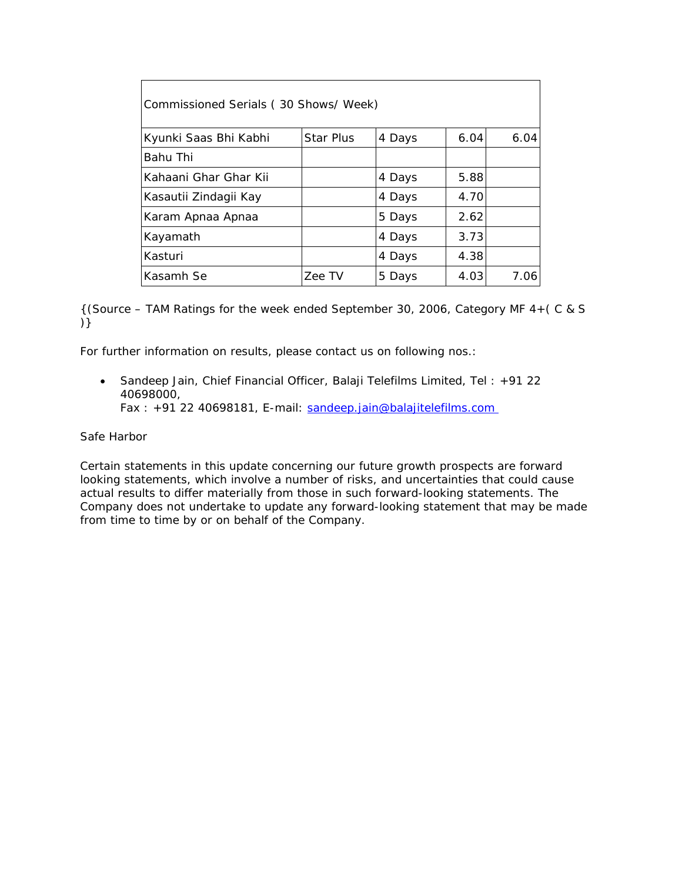| Commissioned Serials ( 30 Shows/ Week) | | | | |
|---|---|---|---|---|
| Kyunki Saas Bhi Kabhi | Star Plus | 4 Days | 6.04 | 6.04 |
| Bahu Thi | | | | |
| Kahaani Ghar Ghar Kii | | 4 Days | 5.88 | |
| Kasautii Zindagii Kay | | 4 Days | 4.70 | |
| Karam Apnaa Apnaa | | 5 Days | 2.62 | |
| Kayamath | | 4 Days | 3.73 | |
| Kasturi | | 4 Days | 4.38 | |
| Kasamh Se | Zee TV | 5 Days | 4.03 | 7.06 |

{(Source – TAM Ratings for the week ended September 30, 2006, Category MF 4+( C & S )}

For further information on results, please contact us on following nos.:

- Sandeep Jain, Chief Financial Officer, Balaji Telefilms Limited, Tel : +91 22 40698000,
  Fax : +91 22 40698181, E-mail: sandeep.jain@balajitelefilms.com

Safe Harbor

Certain statements in this update concerning our future growth prospects are forward looking statements, which involve a number of risks, and uncertainties that could cause actual results to differ materially from those in such forward-looking statements. The Company does not undertake to update any forward-looking statement that may be made from time to time by or on behalf of the Company.